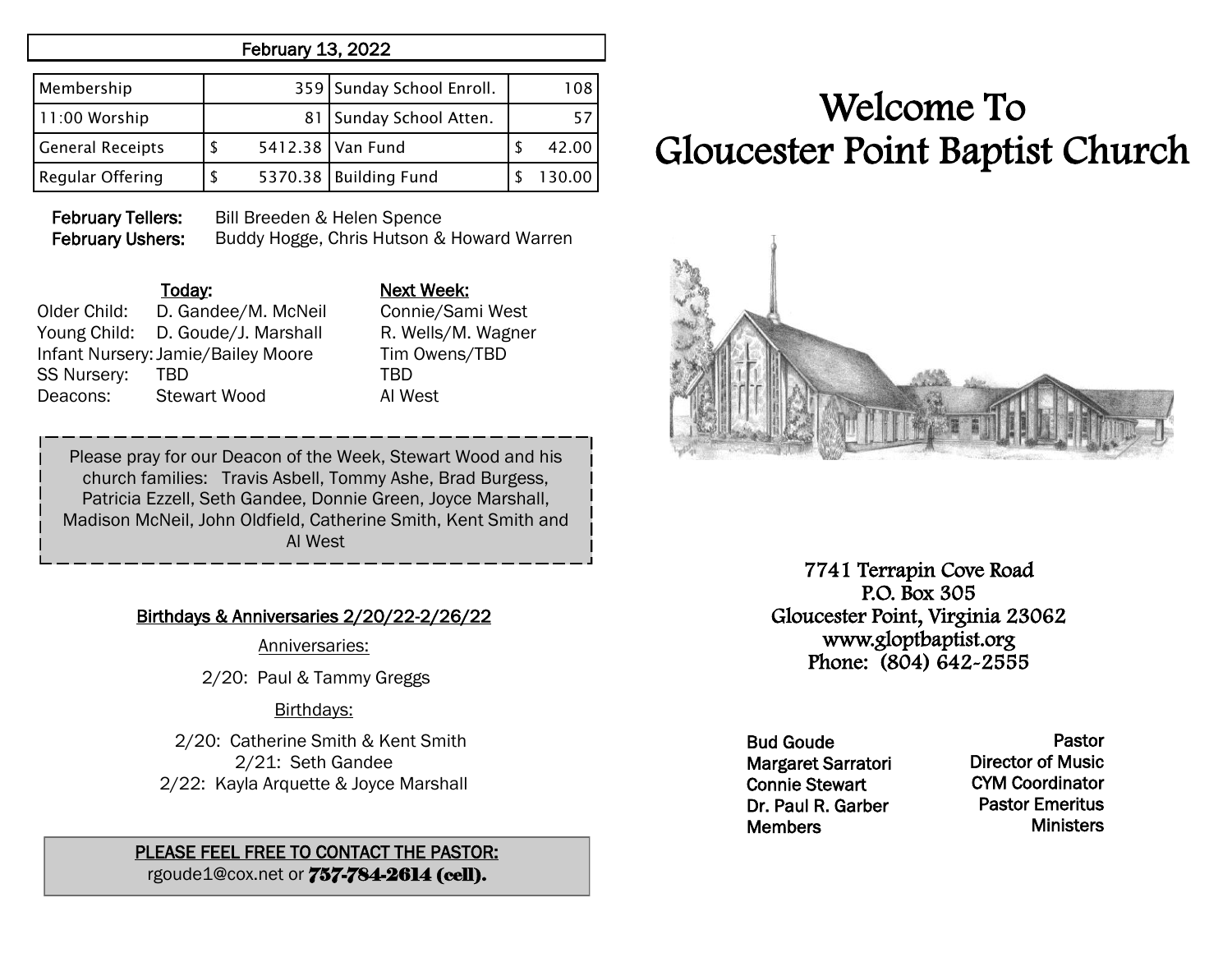## February 13, 2022

| Membership | 359 | Sunday School Enroll. | 108 |
|---|---|---|---|
| 11:00 Worship | 81 | Sunday School Atten. | 57 |
| General Receipts | $ 5412.38 | Van Fund | $ 42.00 |
| Regular Offering | $ 5370.38 | Building Fund | $ 130.00 |

**February Tellers:** Bill Breeden & Helen Spence
**February Ushers:** Buddy Hogge, Chris Hutson & Howard Warren

| | Today: | Next Week: |
|---|---|---|
| Older Child: | D. Gandee/M. McNeil | Connie/Sami West |
| Young Child: | D. Goude/J. Marshall | R. Wells/M. Wagner |
| Infant Nursery: | Jamie/Bailey Moore | Tim Owens/TBD |
| SS Nursery: | TBD | TBD |
| Deacons: | Stewart Wood | Al West |

Please pray for our Deacon of the Week, Stewart Wood and his church families: Travis Asbell, Tommy Ashe, Brad Burgess, Patricia Ezzell, Seth Gandee, Donnie Green, Joyce Marshall, Madison McNeil, John Oldfield, Catherine Smith, Kent Smith and Al West

### Birthdays & Anniversaries 2/20/22-2/26/22

Anniversaries:

2/20: Paul & Tammy Greggs

Birthdays:

2/20: Catherine Smith & Kent Smith
2/21: Seth Gandee
2/22: Kayla Arquette & Joyce Marshall

**PLEASE FEEL FREE TO CONTACT THE PASTOR:**
rgoude1@cox.net or **757-784-2614 (cell).**

# Welcome To Gloucester Point Baptist Church

7741 Terrapin Cove Road
P.O. Box 305
Gloucester Point, Virginia 23062
www.gloptbaptist.org
Phone: (804) 642-2555

| | |
|---|---|
| Bud Goude | Pastor |
| Margaret Sarratori | Director of Music |
| Connie Stewart | CYM Coordinator |
| Dr. Paul R. Garber | Pastor Emeritus |
| Members | Ministers |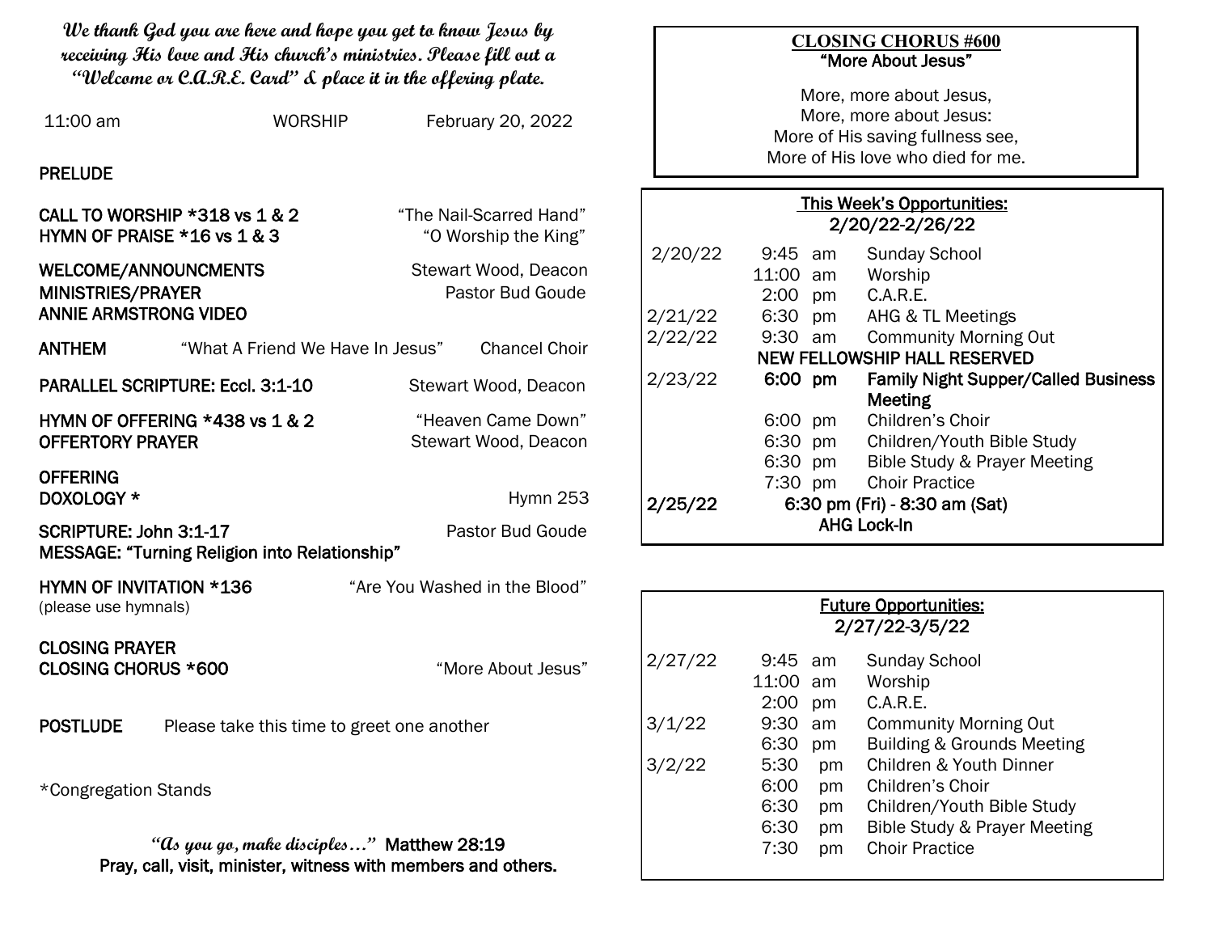***We thank God you are here and hope you get to know Jesus by receiving His love and His church's ministries. Please fill out a "Welcome or C.A.R.E. Card" & place it in the offering plate.***

11:00 am WORSHIP February 20, 2022

**PRELUDE**

**CALL TO WORSHIP *318 vs 1 & 2** "The Nail-Scarred Hand"
**HYMN OF PRAISE *16 vs 1 & 3** "O Worship the King"

**WELCOME/ANNOUNCMENTS** Stewart Wood, Deacon
**MINISTRIES/PRAYER** Pastor Bud Goude
**ANNIE ARMSTRONG VIDEO**

**ANTHEM** "What A Friend We Have In Jesus" Chancel Choir

**PARALLEL SCRIPTURE: Eccl. 3:1-10** Stewart Wood, Deacon

**HYMN OF OFFERING *438 vs 1 & 2** "Heaven Came Down"
**OFFERTORY PRAYER** Stewart Wood, Deacon

**OFFERING**
**DOXOLOGY *** Hymn 253

**SCRIPTURE: John 3:1-17** Pastor Bud Goude
**MESSAGE: "Turning Religion into Relationship"**

**HYMN OF INVITATION *136** "Are You Washed in the Blood"
(please use hymnals)

**CLOSING PRAYER**
**CLOSING CHORUS *600** "More About Jesus"

**POSTLUDE** Please take this time to greet one another

*Congregation Stands

***"As you go, make disciples…"*** **Matthew 28:19**
**Pray, call, visit, minister, witness with members and others.**

**CLOSING CHORUS #600**
"More About Jesus"

More, more about Jesus,
More, more about Jesus:
More of His saving fullness see,
More of His love who died for me.

**This Week's Opportunities:**
**2/20/22-2/26/22**

| | | |
|---|---|---|
| 2/20/22 | 9:45 am | Sunday School |
| | 11:00 am | Worship |
| | 2:00 pm | C.A.R.E. |
| 2/21/22 | 6:30 pm | AHG & TL Meetings |
| 2/22/22 | 9:30 am | Community Morning Out |
| | **NEW FELLOWSHIP HALL RESERVED** | |
| 2/23/22 | **6:00 pm** | **Family Night Supper/Called Business Meeting** |
| | 6:00 pm | Children's Choir |
| | 6:30 pm | Children/Youth Bible Study |
| | 6:30 pm | Bible Study & Prayer Meeting |
| | 7:30 pm | Choir Practice |
| **2/25/22** | **6:30 pm (Fri) - 8:30 am (Sat)** | **AHG Lock-In** |

**Future Opportunities:**
**2/27/22-3/5/22**

| | | |
|---|---|---|
| 2/27/22 | 9:45 am | Sunday School |
| | 11:00 am | Worship |
| | 2:00 pm | C.A.R.E. |
| 3/1/22 | 9:30 am | Community Morning Out |
| | 6:30 pm | Building & Grounds Meeting |
| 3/2/22 | 5:30 pm | Children & Youth Dinner |
| | 6:00 pm | Children's Choir |
| | 6:30 pm | Children/Youth Bible Study |
| | 6:30 pm | Bible Study & Prayer Meeting |
| | 7:30 pm | Choir Practice |